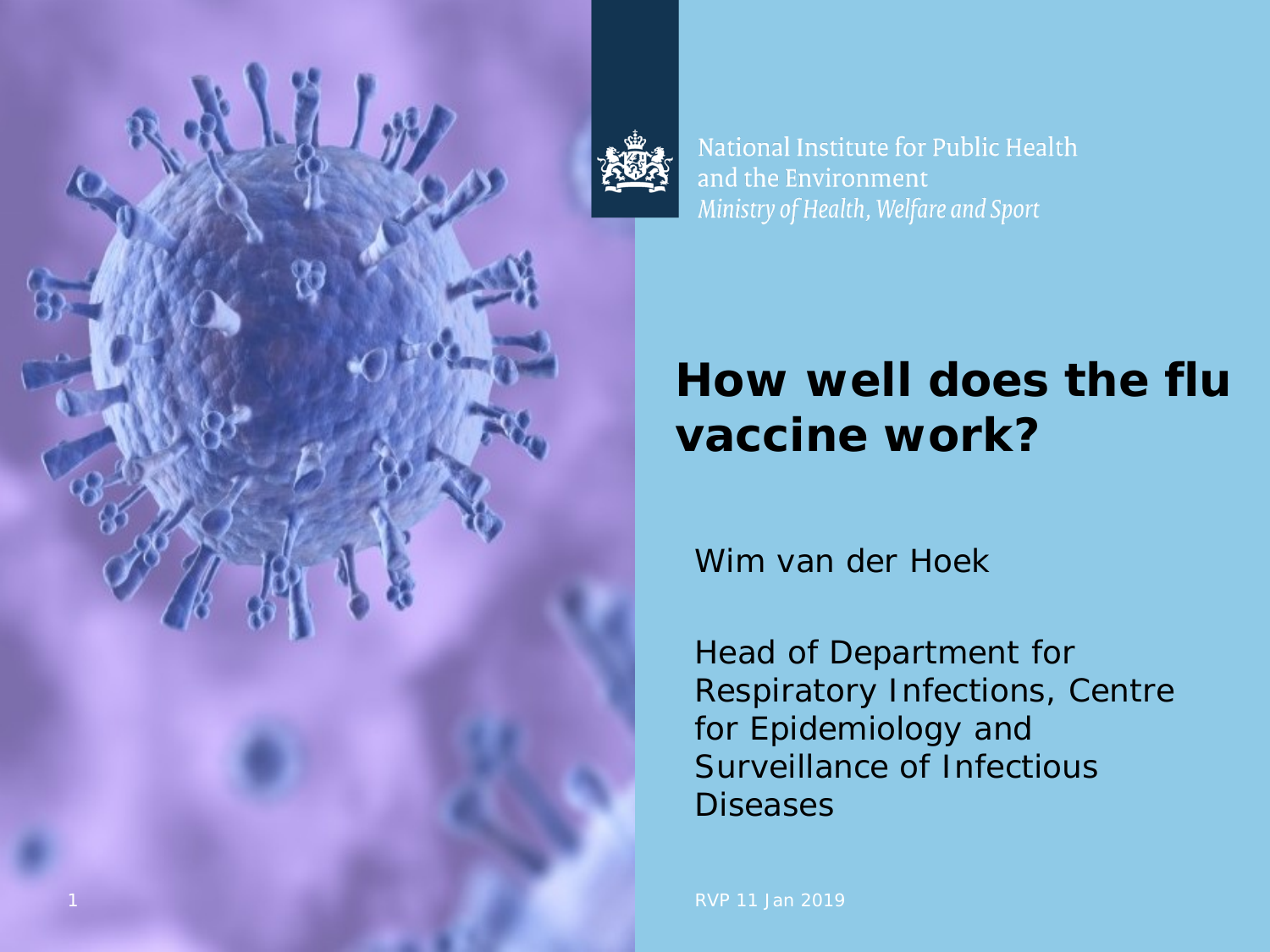National Institute for Public Health and the Environment
*Ministry of Health, Welfare and Sport*

# How well does the flu vaccine work?

Wim van der Hoek

Head of Department for Respiratory Infections, Centre for Epidemiology and Surveillance of Infectious Diseases

RVP 11 Jan 2019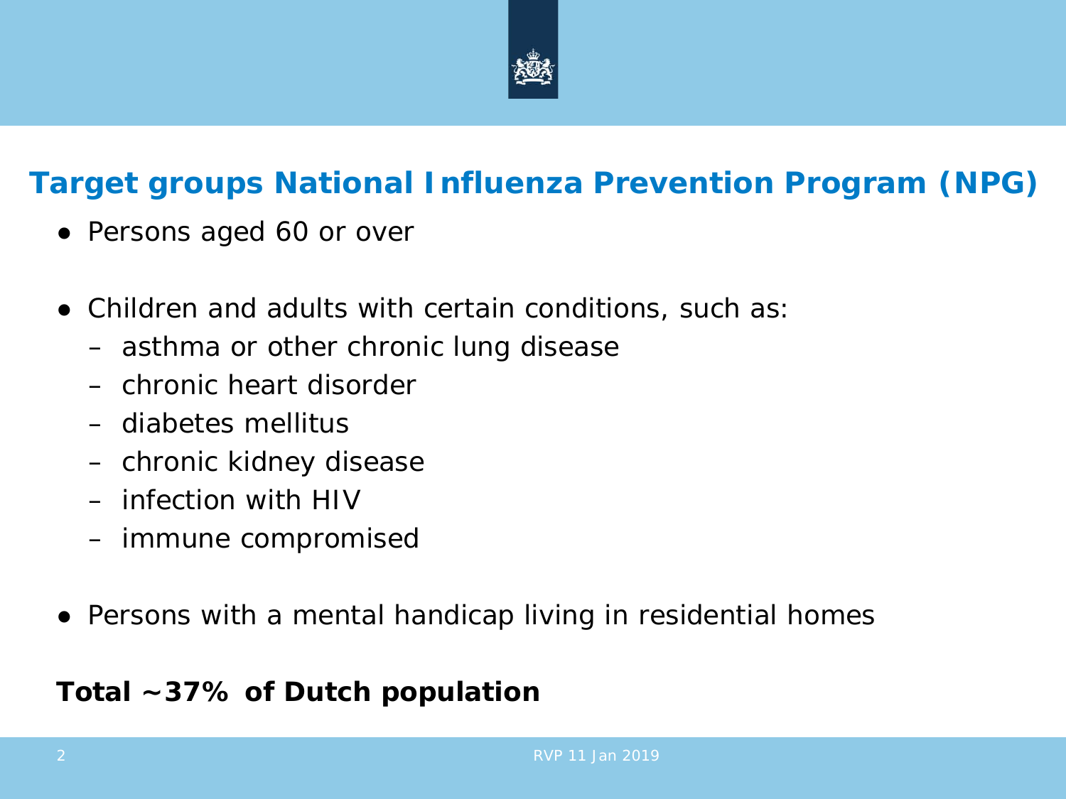## Target groups National Influenza Prevention Program (NPG)

- Persons aged 60 or over

- Children and adults with certain conditions, such as:
  - asthma or other chronic lung disease
  - chronic heart disorder
  - diabetes mellitus
  - chronic kidney disease
  - infection with HIV
  - immune compromised

- Persons with a mental handicap living in residential homes

**Total ~37% of Dutch population**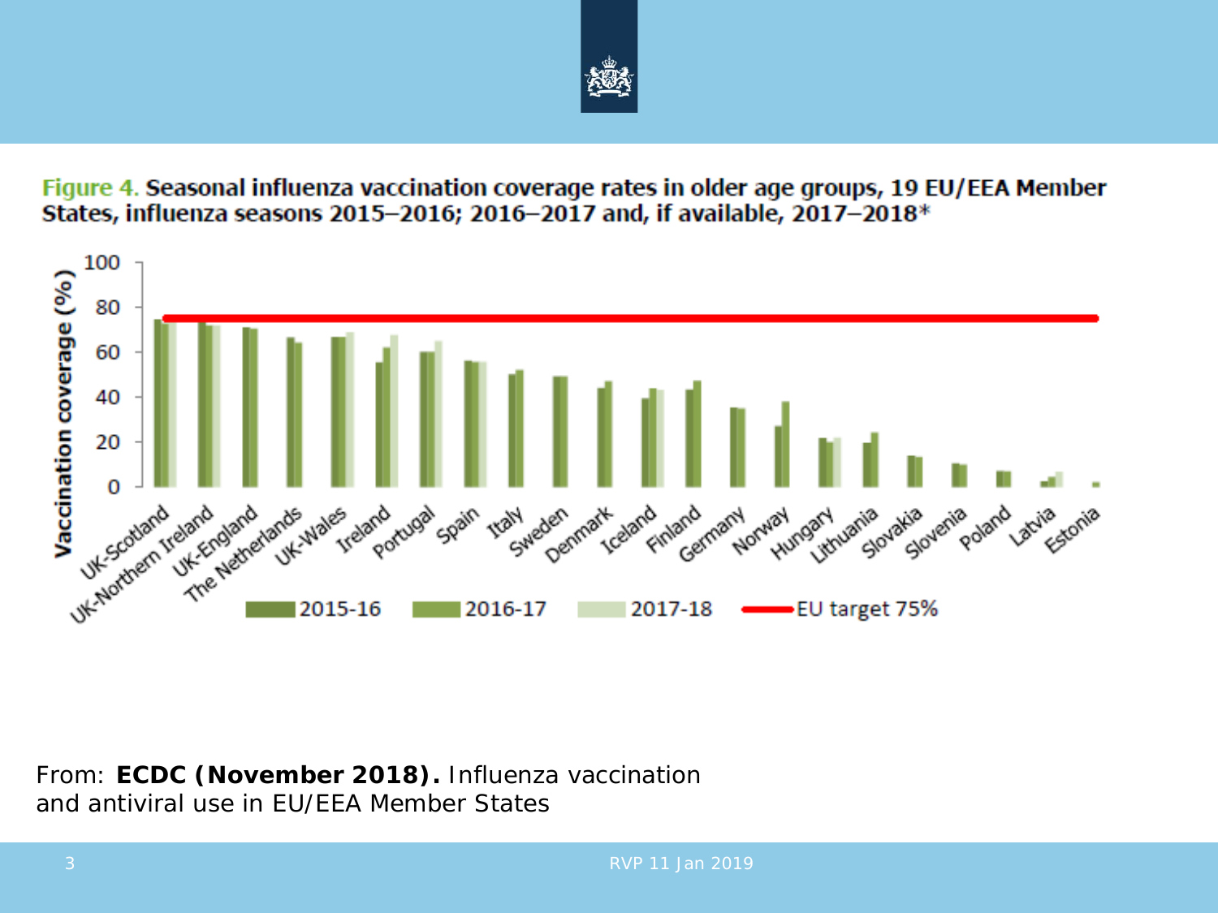**Figure 4.** **Seasonal influenza vaccination coverage rates in older age groups, 19 EU/EEA Member States, influenza seasons 2015–2016; 2016–2017 and, if available, 2017–2018***

From: **ECDC (November 2018).** Influenza vaccination and antiviral use in EU/EEA Member States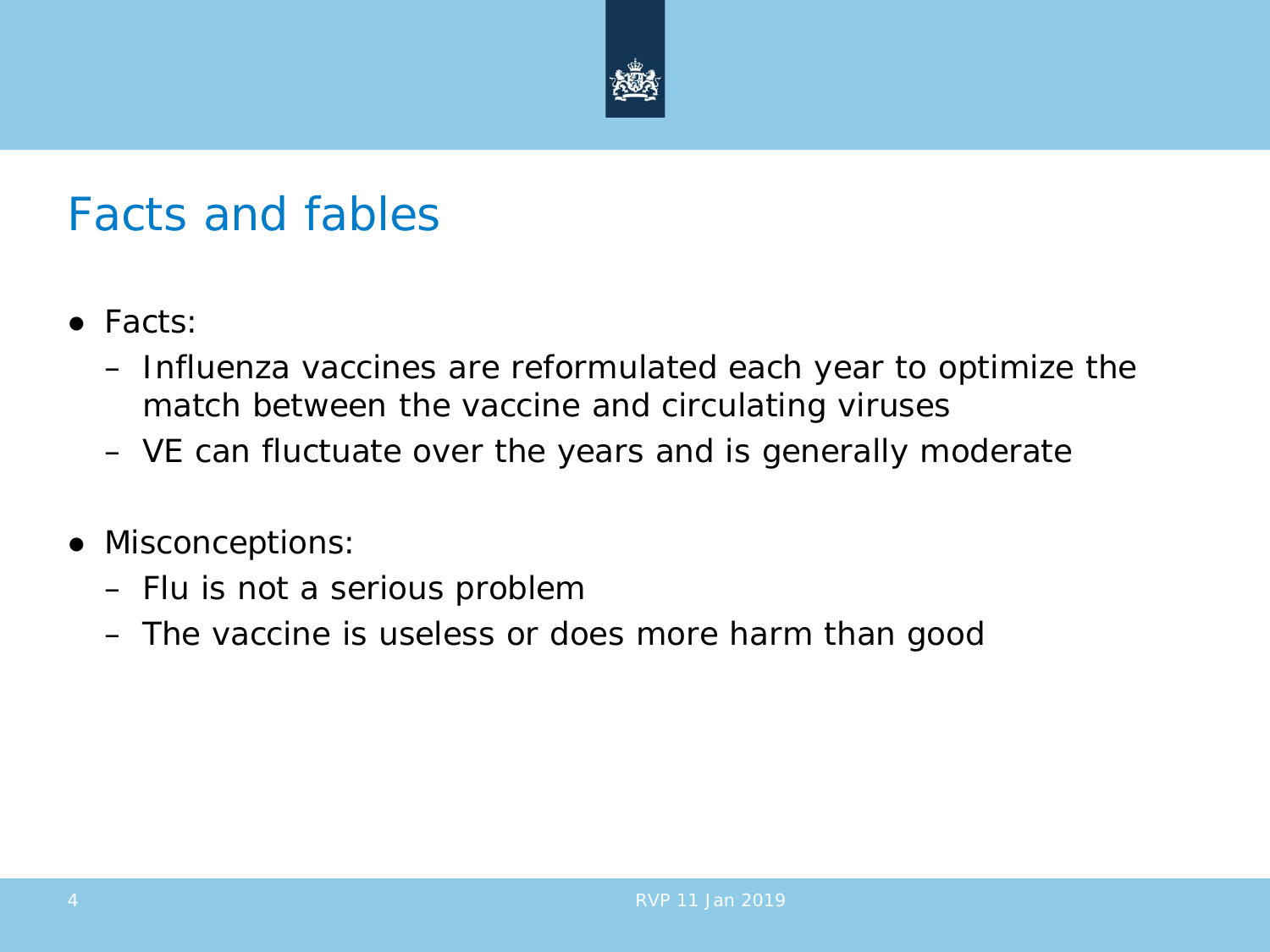# Facts and fables

- Facts:
  - Influenza vaccines are reformulated each year to optimize the match between the vaccine and circulating viruses
  - VE can fluctuate over the years and is generally moderate

- Misconceptions:
  - Flu is not a serious problem
  - The vaccine is useless or does more harm than good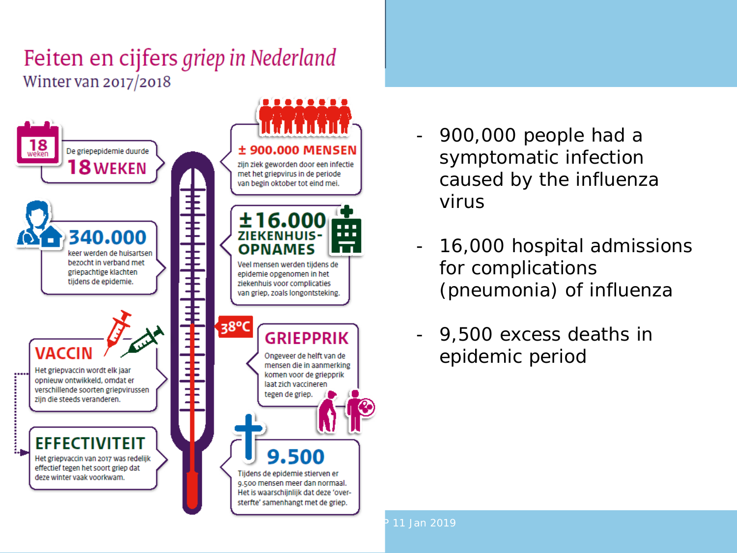# Feiten en cijfers *griep in Nederland*

Winter van 2017/2018

18 weken

De griepepidemie duurde **18 WEKEN**

**± 900.000 MENSEN**

zijn ziek geworden door een infectie met het griepvirus in de periode van begin oktober tot eind mei.

**340.000**

keer werden de huisartsen bezocht in verband met griepachtige klachten tijdens de epidemie.

**±16.000 ZIEKENHUIS-OPNAMES**

Veel mensen werden tijdens de epidemie opgenomen in het ziekenhuis voor complicaties van griep, zoals longontsteking.

38°C

**VACCIN**

Het griepvaccin wordt elk jaar opnieuw ontwikkeld, omdat er verschillende soorten griepvirussen zijn die steeds veranderen.

**GRIEPPRIK**

Ongeveer de helft van de mensen die in aanmerking komen voor de griepprik laat zich vaccineren tegen de griep.

**EFFECTIVITEIT**

Het griepvaccin van 2017 was redelijk effectief tegen het soort griep dat deze winter vaak voorkwam.

**9.500**

Tijdens de epidemie stierven er 9.500 mensen meer dan normaal. Het is waarschijnlijk dat deze 'oversterfte' samenhangt met de griep.

- 900,000 people had a symptomatic infection caused by the influenza virus
- 16,000 hospital admissions for complications (pneumonia) of influenza
- 9,500 excess deaths in epidemic period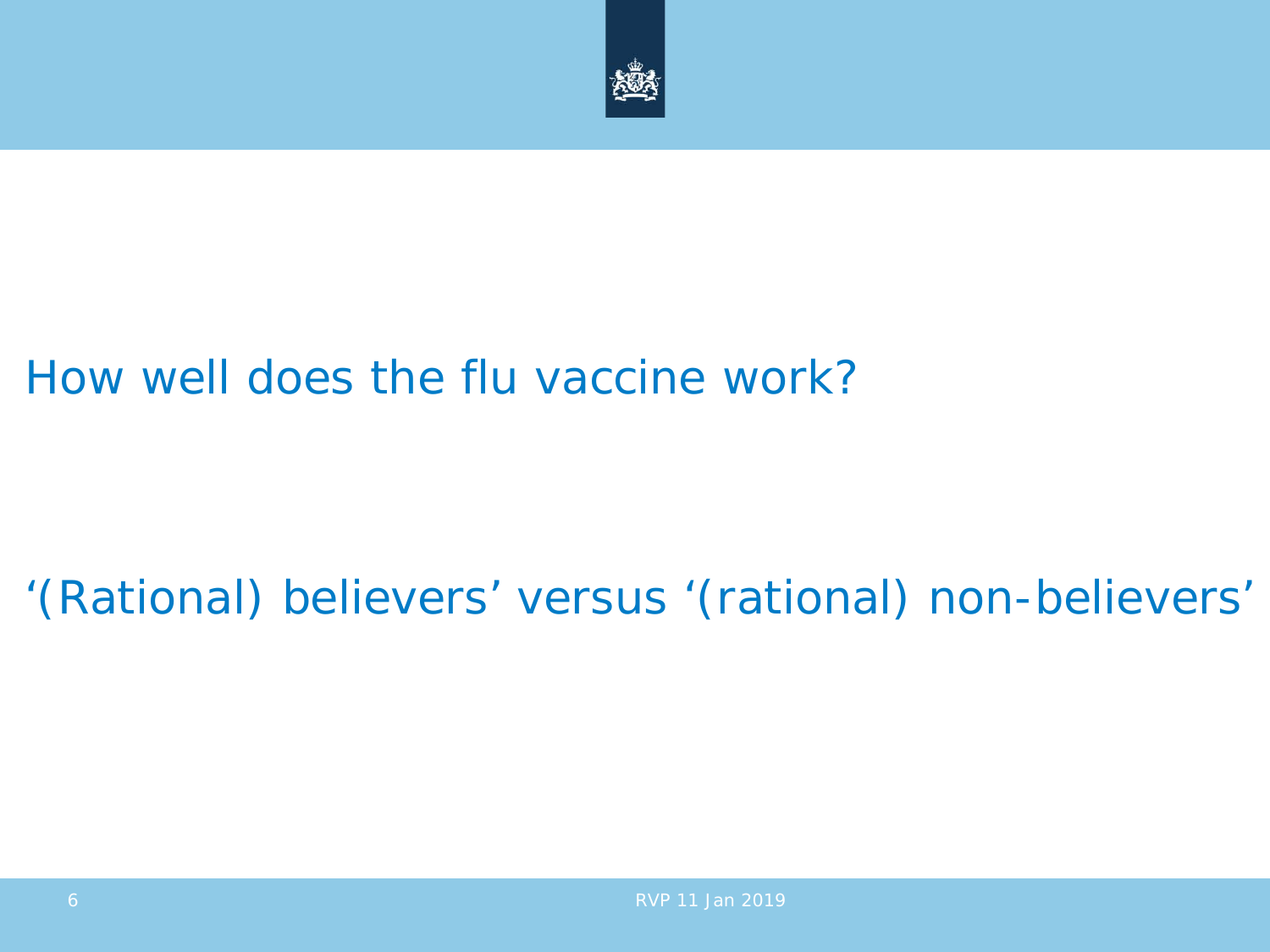How well does the flu vaccine work?

‘(Rational) believers’ versus ‘(rational) non-believers’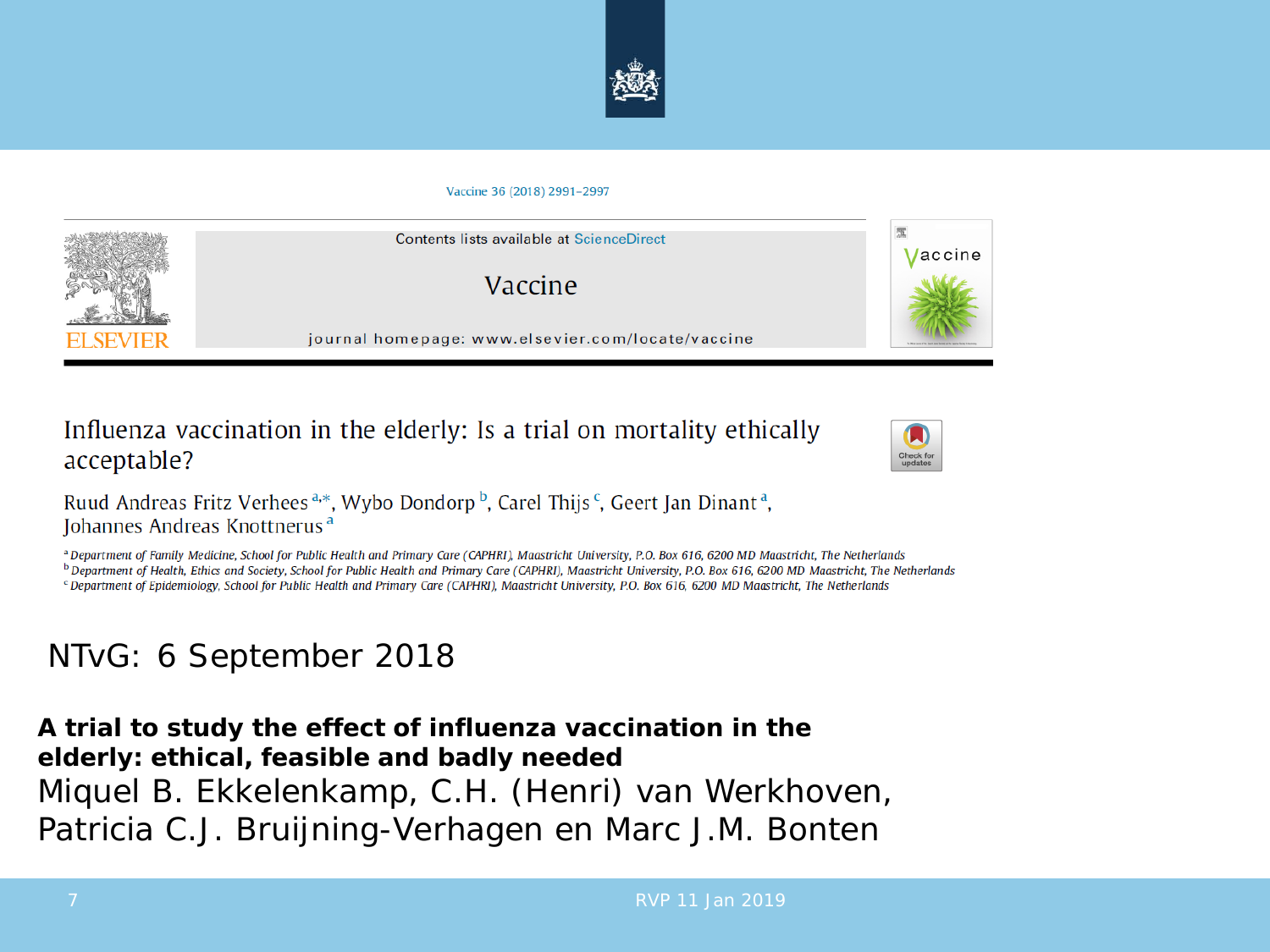Vaccine 36 (2018) 2991–2997

Contents lists available at ScienceDirect

Vaccine

journal homepage: www.elsevier.com/locate/vaccine

# Influenza vaccination in the elderly: Is a trial on mortality ethically acceptable?

Ruud Andreas Fritz Verhees [a,*], Wybo Dondorp [b], Carel Thijs [c], Geert Jan Dinant [a], Johannes Andreas Knottnerus [a]

[a] Department of Family Medicine, School for Public Health and Primary Care (CAPHRI), Maastricht University, P.O. Box 616, 6200 MD Maastricht, The Netherlands
[b] Department of Health, Ethics and Society, School for Public Health and Primary Care (CAPHRI), Maastricht University, P.O. Box 616, 6200 MD Maastricht, The Netherlands
[c] Department of Epidemiology, School for Public Health and Primary Care (CAPHRI), Maastricht University, P.O. Box 616, 6200 MD Maastricht, The Netherlands

NTvG: 6 September 2018

**A trial to study the effect of influenza vaccination in the elderly: ethical, feasible and badly needed**
Miquel B. Ekkelenkamp, C.H. (Henri) van Werkhoven, Patricia C.J. Bruijning-Verhagen en Marc J.M. Bonten

RVP 11 Jan 2019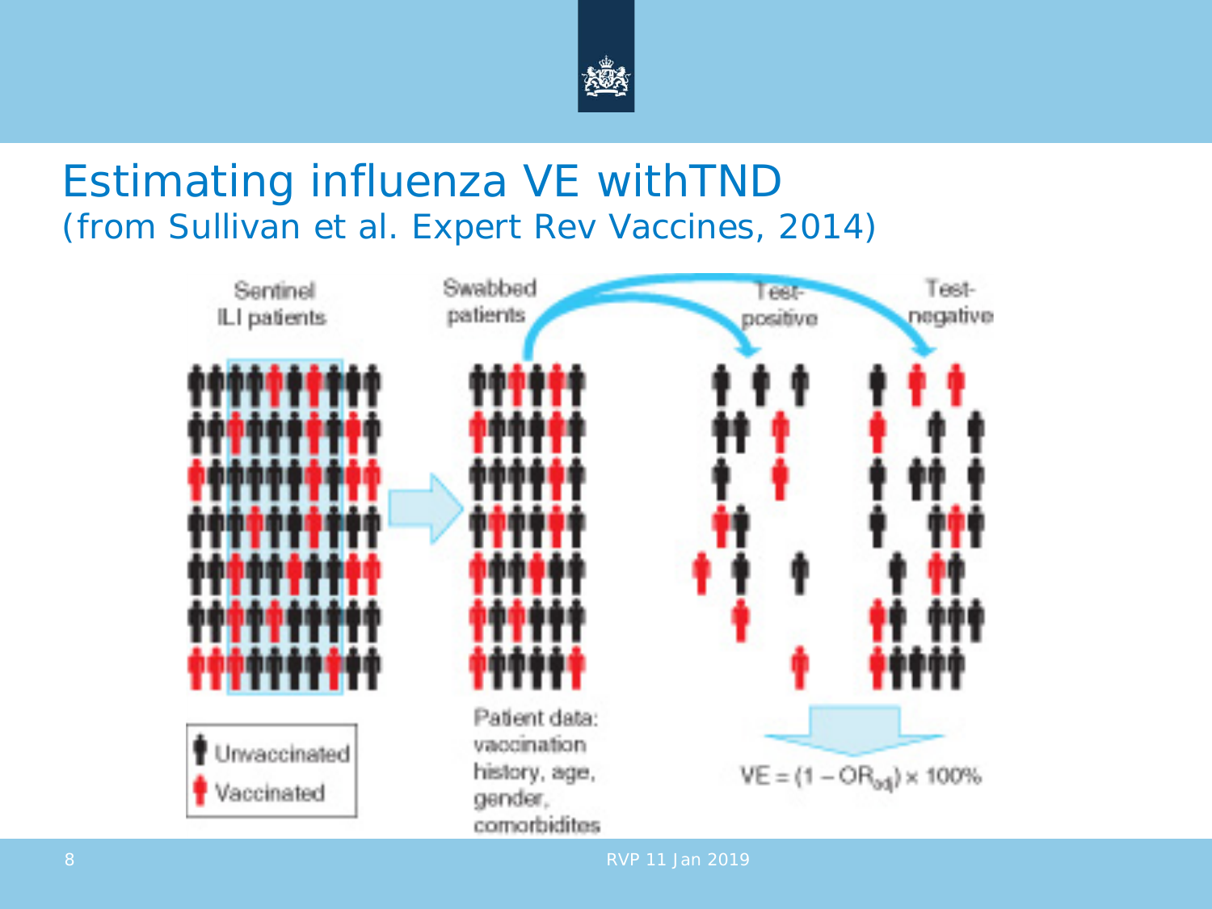# Estimating influenza VE withTND
(from Sullivan et al. Expert Rev Vaccines, 2014)

Sentinel ILI patients

Swabbed patients

Test-positive

Test-negative

Unvaccinated

Vaccinated

Patient data: vaccination history, age, gender, comorbidites

$$VE = (1 - OR_{adj}) \times 100\%$$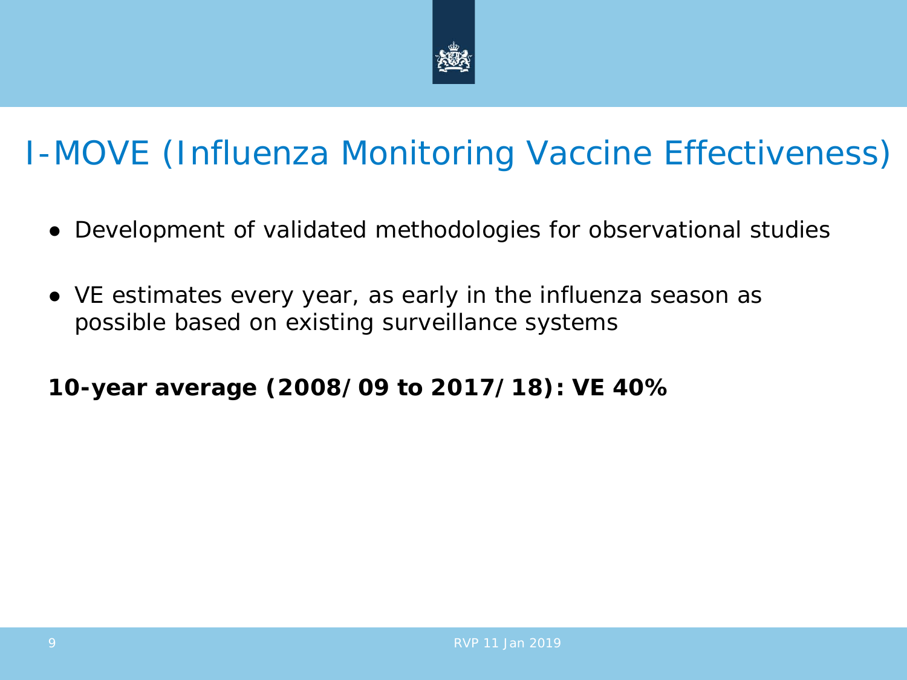# I-MOVE (Influenza Monitoring Vaccine Effectiveness)

- Development of validated methodologies for observational studies

- VE estimates every year, as early in the influenza season as possible based on existing surveillance systems

**10-year average (2008/09 to 2017/18): VE 40%**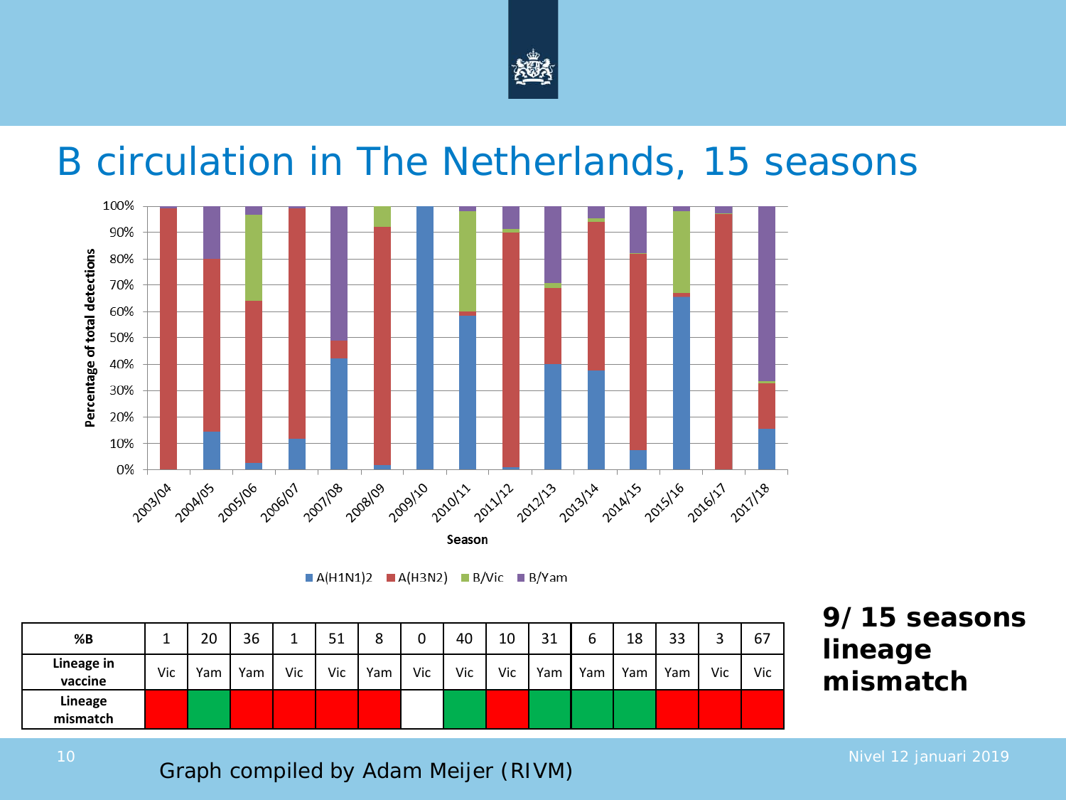# B circulation in The Netherlands, 15 seasons

| %B | 1 | 20 | 36 | 1 | 51 | 8 | 0 | 40 | 10 | 31 | 6 | 18 | 33 | 3 | 67 |
|---|---|---|---|---|---|---|---|---|---|---|---|---|---|---|---|
| Lineage in vaccine | Vic | Yam | Yam | Vic | Vic | Yam | Vic | Vic | Vic | Yam | Yam | Yam | Yam | Vic | Vic |
| Lineage mismatch | | | | | | | | | | | | | | | |

**9/ 15 seasons lineage mismatch**

Graph compiled by Adam Meijer (RIVM)

Nivel 12 januari 2019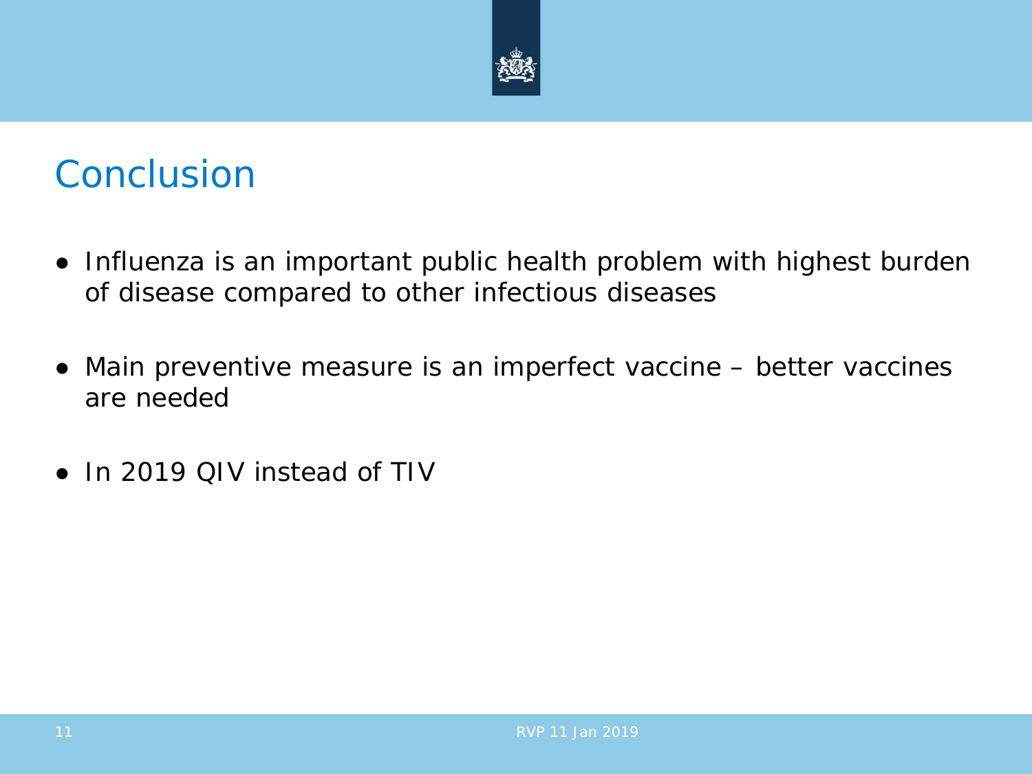# Conclusion

- Influenza is an important public health problem with highest burden of disease compared to other infectious diseases
- Main preventive measure is an imperfect vaccine – better vaccines are needed
- In 2019 QIV instead of TIV